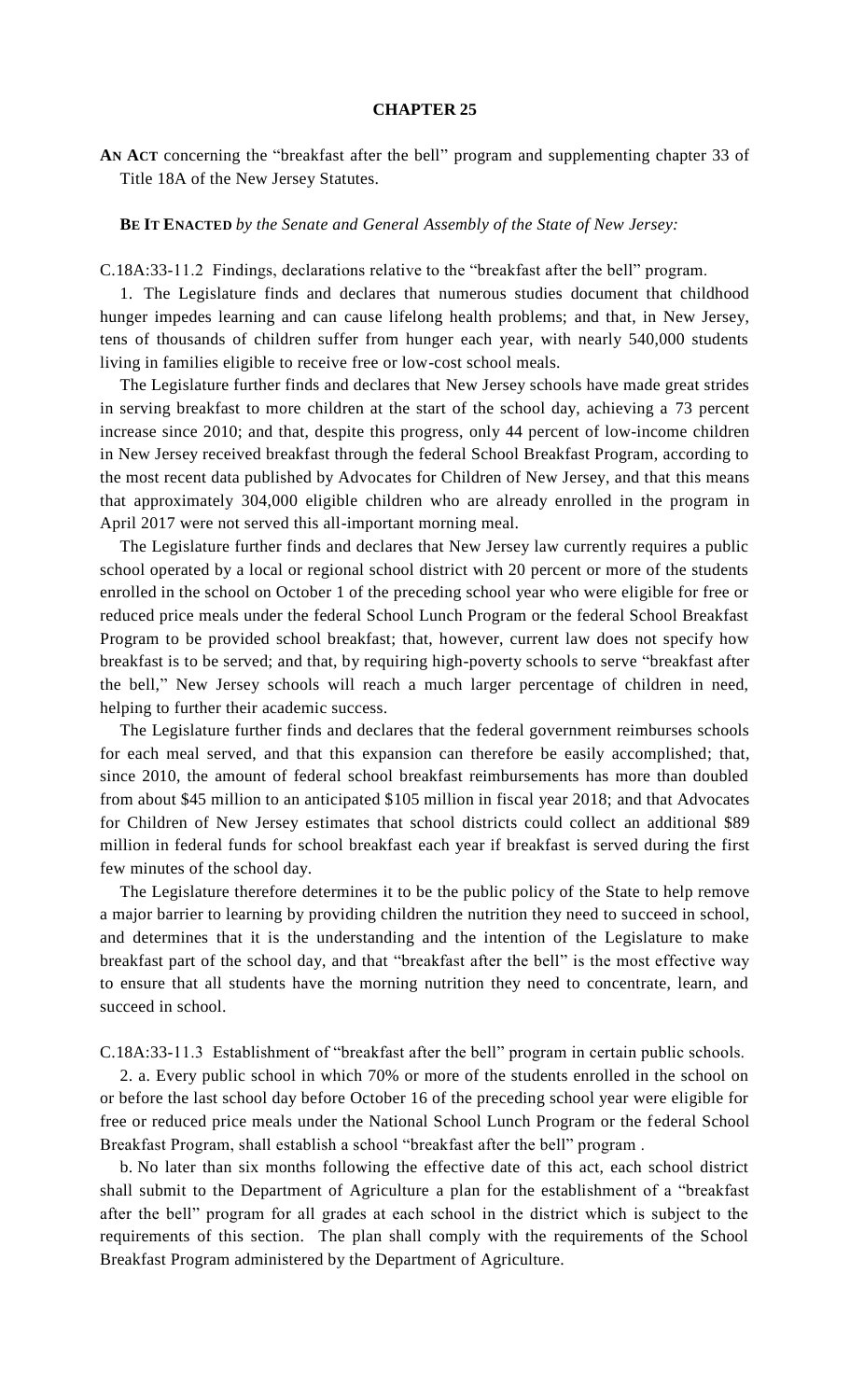# CHAPTER 25

**AN ACT** concerning the "breakfast after the bell" program and supplementing chapter 33 of Title 18A of the New Jersey Statutes.

**BE IT ENACTED** *by the Senate and General Assembly of the State of New Jersey:*

C.18A:33-11.2 Findings, declarations relative to the "breakfast after the bell" program.

1. The Legislature finds and declares that numerous studies document that childhood hunger impedes learning and can cause lifelong health problems; and that, in New Jersey, tens of thousands of children suffer from hunger each year, with nearly 540,000 students living in families eligible to receive free or low-cost school meals.

The Legislature further finds and declares that New Jersey schools have made great strides in serving breakfast to more children at the start of the school day, achieving a 73 percent increase since 2010; and that, despite this progress, only 44 percent of low-income children in New Jersey received breakfast through the federal School Breakfast Program, according to the most recent data published by Advocates for Children of New Jersey, and that this means that approximately 304,000 eligible children who are already enrolled in the program in April 2017 were not served this all-important morning meal.

The Legislature further finds and declares that New Jersey law currently requires a public school operated by a local or regional school district with 20 percent or more of the students enrolled in the school on October 1 of the preceding school year who were eligible for free or reduced price meals under the federal School Lunch Program or the federal School Breakfast Program to be provided school breakfast; that, however, current law does not specify how breakfast is to be served; and that, by requiring high-poverty schools to serve "breakfast after the bell," New Jersey schools will reach a much larger percentage of children in need, helping to further their academic success.

The Legislature further finds and declares that the federal government reimburses schools for each meal served, and that this expansion can therefore be easily accomplished; that, since 2010, the amount of federal school breakfast reimbursements has more than doubled from about $45 million to an anticipated $105 million in fiscal year 2018; and that Advocates for Children of New Jersey estimates that school districts could collect an additional $89 million in federal funds for school breakfast each year if breakfast is served during the first few minutes of the school day.

The Legislature therefore determines it to be the public policy of the State to help remove a major barrier to learning by providing children the nutrition they need to succeed in school, and determines that it is the understanding and the intention of the Legislature to make breakfast part of the school day, and that "breakfast after the bell" is the most effective way to ensure that all students have the morning nutrition they need to concentrate, learn, and succeed in school.

C.18A:33-11.3 Establishment of "breakfast after the bell" program in certain public schools.

2. a. Every public school in which 70% or more of the students enrolled in the school on or before the last school day before October 16 of the preceding school year were eligible for free or reduced price meals under the National School Lunch Program or the federal School Breakfast Program, shall establish a school "breakfast after the bell" program .

b. No later than six months following the effective date of this act, each school district shall submit to the Department of Agriculture a plan for the establishment of a "breakfast after the bell" program for all grades at each school in the district which is subject to the requirements of this section. The plan shall comply with the requirements of the School Breakfast Program administered by the Department of Agriculture.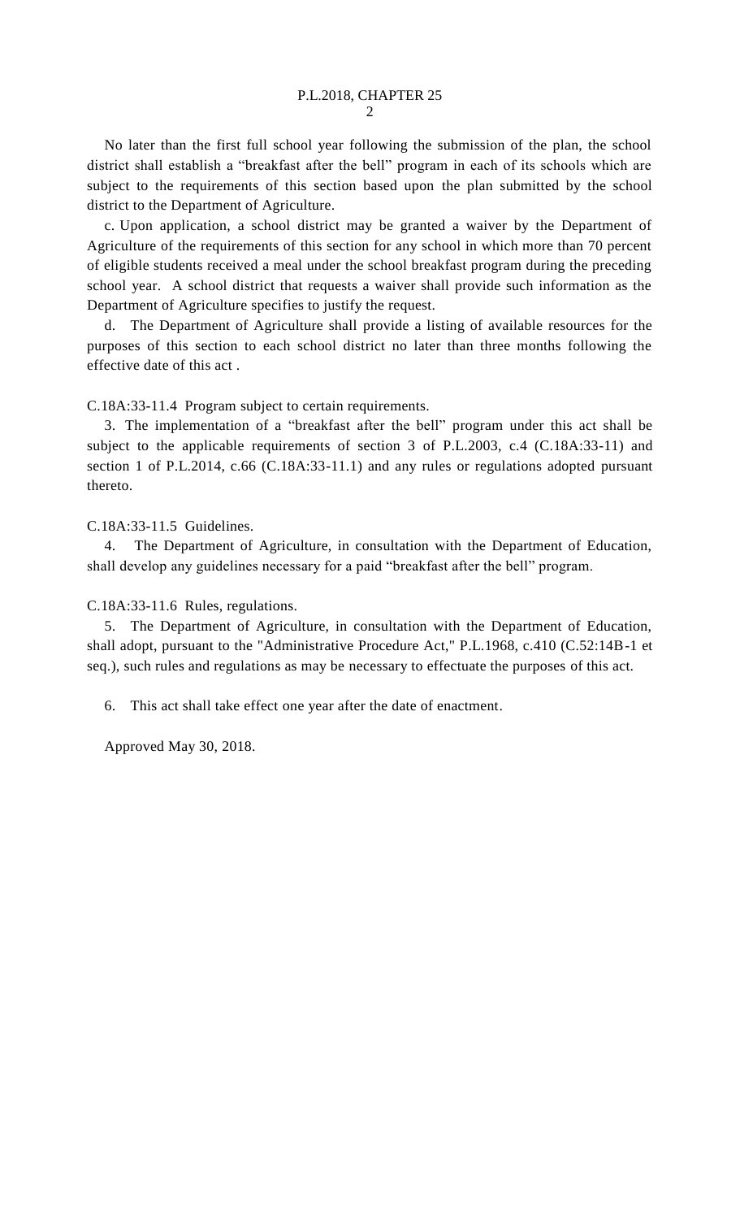No later than the first full school year following the submission of the plan, the school district shall establish a "breakfast after the bell" program in each of its schools which are subject to the requirements of this section based upon the plan submitted by the school district to the Department of Agriculture.

c. Upon application, a school district may be granted a waiver by the Department of Agriculture of the requirements of this section for any school in which more than 70 percent of eligible students received a meal under the school breakfast program during the preceding school year. A school district that requests a waiver shall provide such information as the Department of Agriculture specifies to justify the request.

d. The Department of Agriculture shall provide a listing of available resources for the purposes of this section to each school district no later than three months following the effective date of this act .

C.18A:33-11.4 Program subject to certain requirements.

3. The implementation of a "breakfast after the bell" program under this act shall be subject to the applicable requirements of section 3 of P.L.2003, c.4 (C.18A:33-11) and section 1 of P.L.2014, c.66 (C.18A:33-11.1) and any rules or regulations adopted pursuant thereto.

C.18A:33-11.5 Guidelines.

4. The Department of Agriculture, in consultation with the Department of Education, shall develop any guidelines necessary for a paid "breakfast after the bell" program.

C.18A:33-11.6 Rules, regulations.

5. The Department of Agriculture, in consultation with the Department of Education, shall adopt, pursuant to the "Administrative Procedure Act," P.L.1968, c.410 (C.52:14B-1 et seq.), such rules and regulations as may be necessary to effectuate the purposes of this act.

6. This act shall take effect one year after the date of enactment.

Approved May 30, 2018.